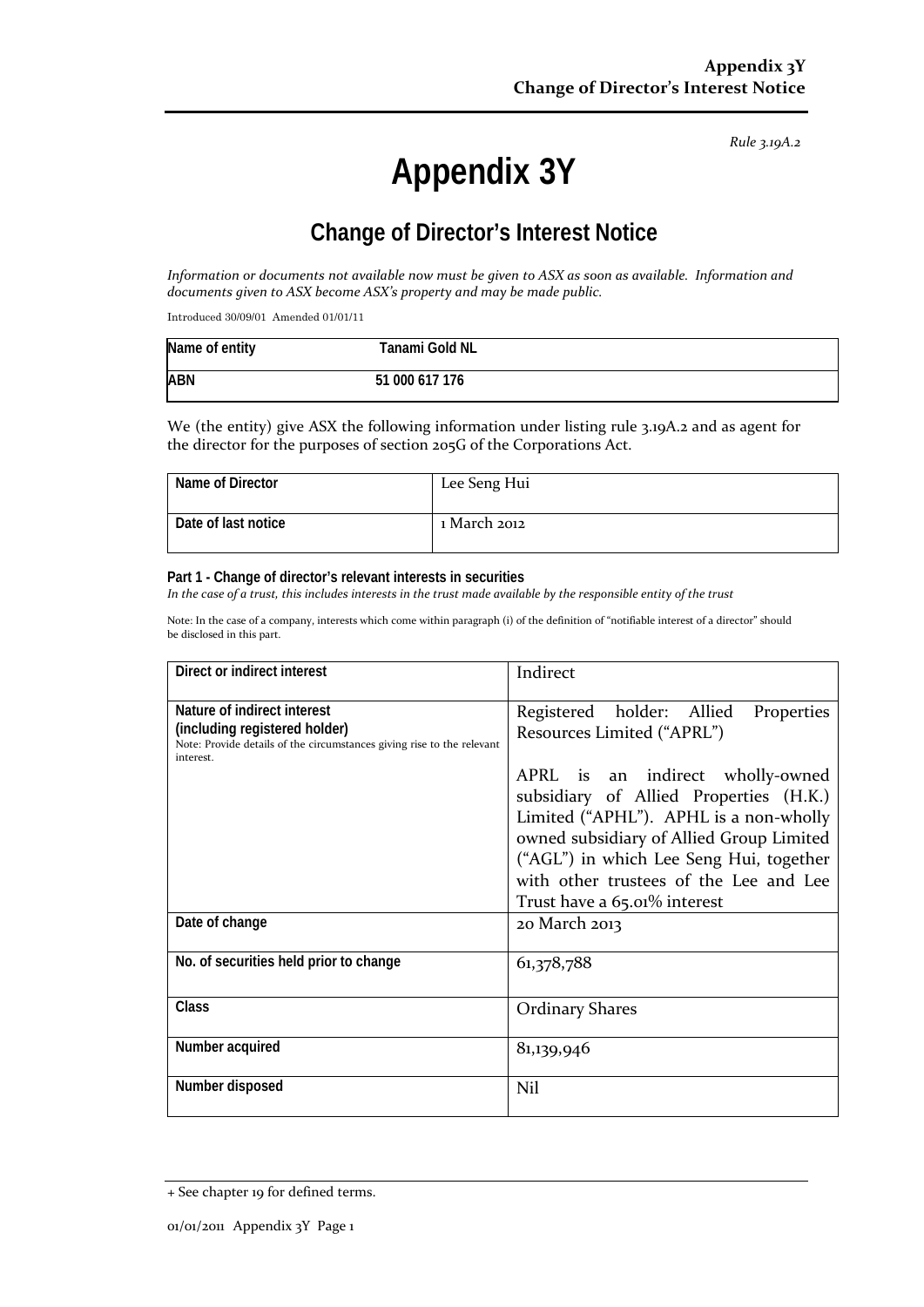*Rule 3.19A.2*

# Appendix 3Y

## Change of Director's Interest Notice

*Information or documents not available now must be given to ASX as soon as available. Information and documents given to ASX become ASX's property and may be made public.*

Introduced 30/09/01 Amended 01/01/11

| Name of entity | Tanami Gold NL |
|---|---|
| ABN | 51 000 617 176 |

We (the entity) give ASX the following information under listing rule 3.19A.2 and as agent for the director for the purposes of section 205G of the Corporations Act.

| Name of Director | Lee Seng Hui |
|---|---|
| Date of last notice | 1 March 2012 |

**Part 1 - Change of director's relevant interests in securities**

*In the case of a trust, this includes interests in the trust made available by the responsible entity of the trust*

Note: In the case of a company, interests which come within paragraph (i) of the definition of "notifiable interest of a director" should be disclosed in this part.

| Direct or indirect interest | Indirect |
|---|---|
| **Nature of indirect interest (including registered holder)**<br>Note: Provide details of the circumstances giving rise to the relevant interest. | Registered holder: Allied Properties Resources Limited ("APRL")<br><br>APRL is an indirect wholly-owned subsidiary of Allied Properties (H.K.) Limited ("APHL"). APHL is a non-wholly owned subsidiary of Allied Group Limited ("AGL") in which Lee Seng Hui, together with other trustees of the Lee and Lee Trust have a 65.01% interest |
| Date of change | 20 March 2013 |
| No. of securities held prior to change | 61,378,788 |
| Class | Ordinary Shares |
| Number acquired | 81,139,946 |
| Number disposed | Nil |

+ See chapter 19 for defined terms.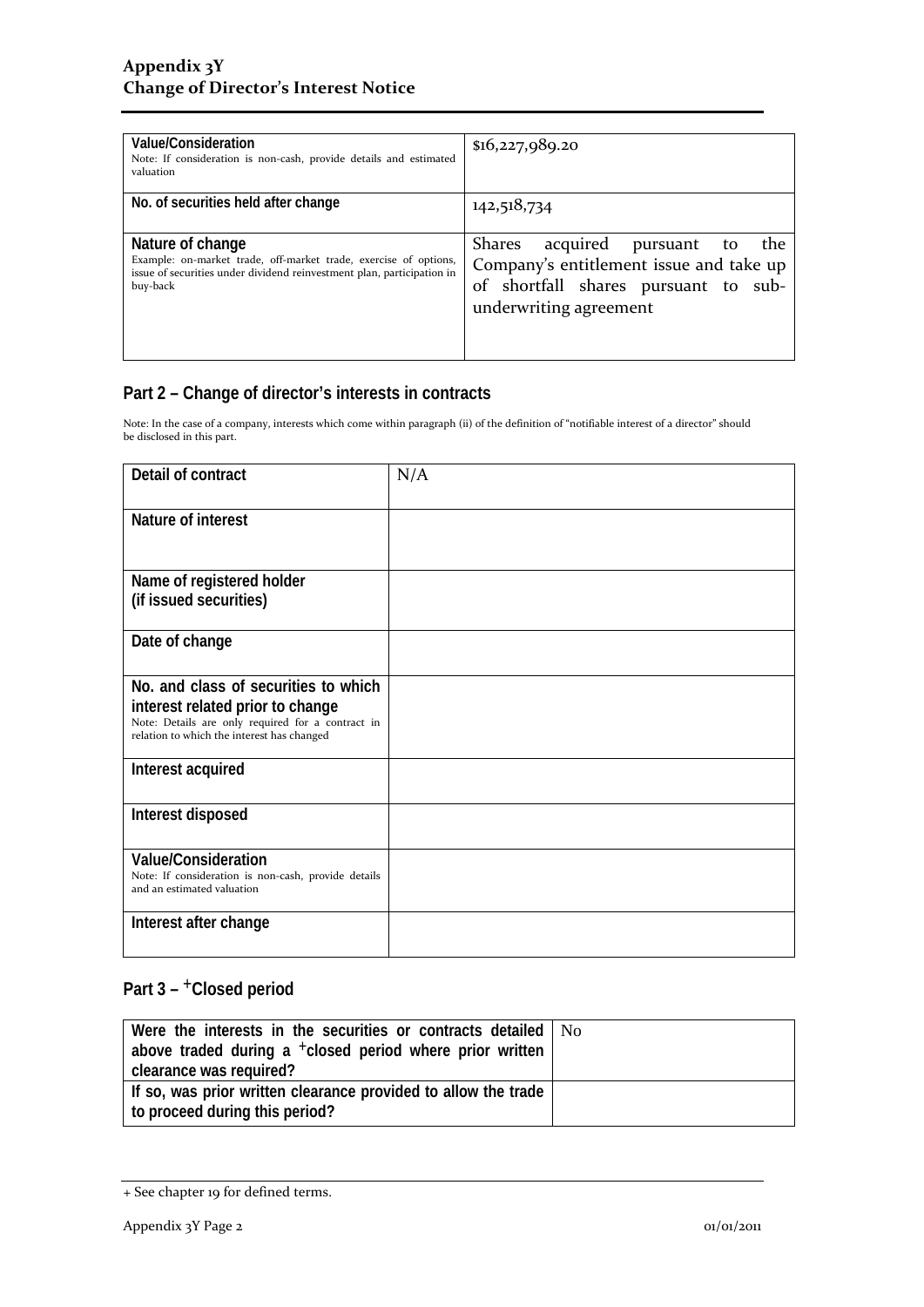| Value/Consideration<br>Note: If consideration is non-cash, provide details and estimated valuation | $16,227,989.20 |
|---|---|
| No. of securities held after change | 142,518,734 |
| Nature of change<br>Example: on-market trade, off-market trade, exercise of options, issue of securities under dividend reinvestment plan, participation in buy-back | Shares acquired pursuant to the Company's entitlement issue and take up of shortfall shares pursuant to sub-underwriting agreement |

## Part 2 – Change of director's interests in contracts

Note: In the case of a company, interests which come within paragraph (ii) of the definition of "notifiable interest of a director" should be disclosed in this part.

| Detail of contract | N/A |
|---|---|
| Nature of interest | |
| Name of registered holder<br>(if issued securities) | |
| Date of change | |
| No. and class of securities to which interest related prior to change<br>Note: Details are only required for a contract in relation to which the interest has changed | |
| Interest acquired | |
| Interest disposed | |
| Value/Consideration<br>Note: If consideration is non-cash, provide details and an estimated valuation | |
| Interest after change | |

## Part 3 – +Closed period

| Were the interests in the securities or contracts detailed above traded during a +closed period where prior written clearance was required? | No |
|---|---|
| If so, was prior written clearance provided to allow the trade to proceed during this period? | |

+ See chapter 19 for defined terms.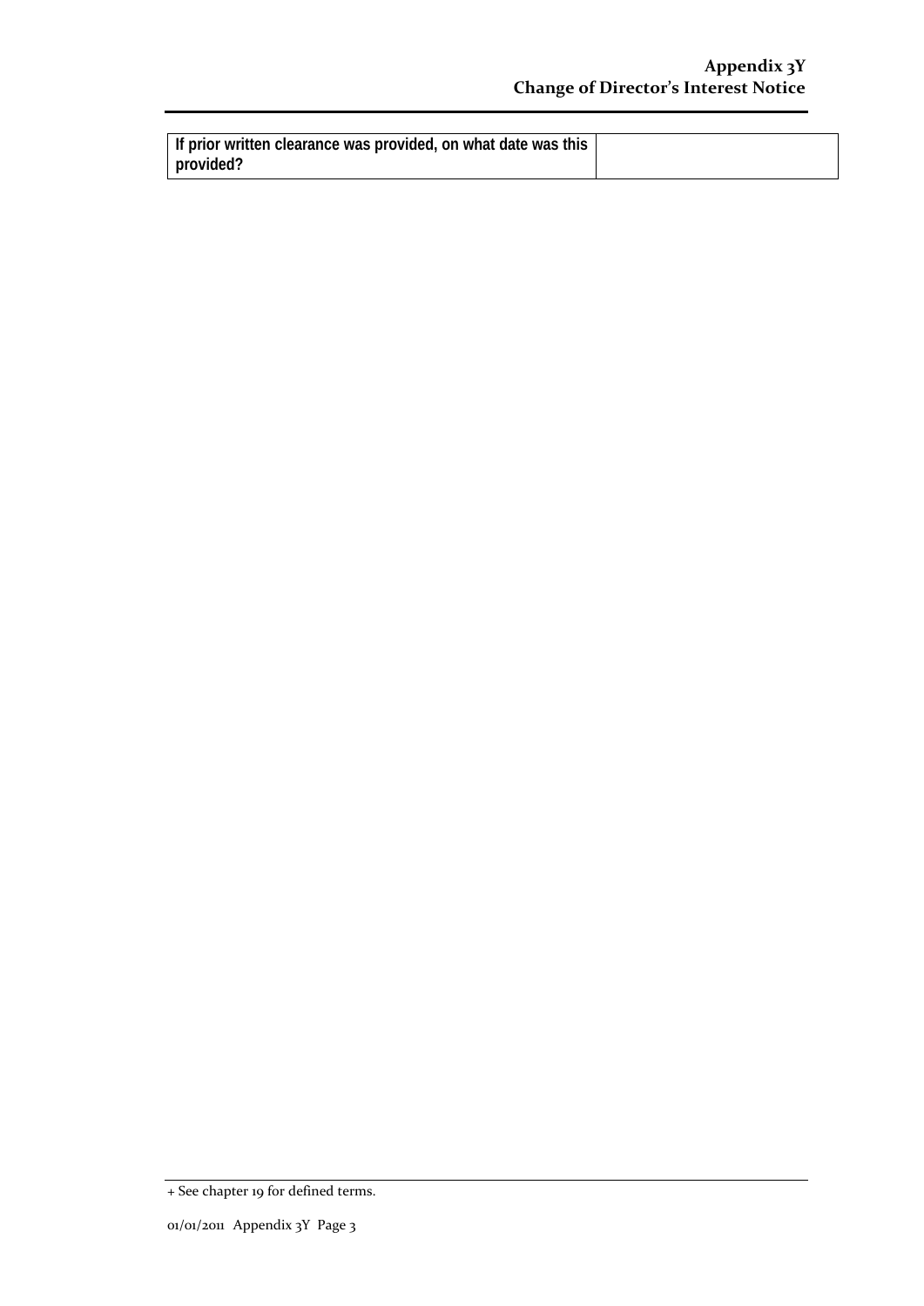| | |
|---|---|
| If prior written clearance was provided, on what date was this provided? | |

+ See chapter 19 for defined terms.